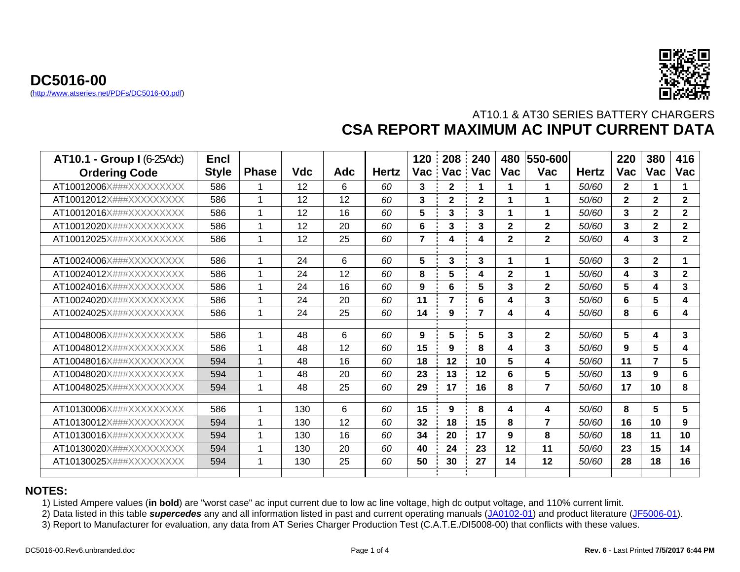# DC5016-00

(http://www.atseries.net/PDFs/DC5016-00.pdf)

AT10.1 & AT30 SERIES BATTERY CHARGERS

## CSA REPORT MAXIMUM AC INPUT CURRENT DATA

| **AT10.1 - Group I** (6-25Adc) **Ordering Code** | **Encl Style** | **Phase** | **Vdc** | **Adc** | **Hertz** | **120 Vac** | **208 Vac** | **240 Vac** | **480 Vac** | **550-600 Vac** | **Hertz** | **220 Vac** | **380 Vac** | **416 Vac** |
|---|---|---|---|---|---|---|---|---|---|---|---|---|---|---|
| AT10012006X###XXXXXXXXX | 586 | 1 | 12 | 6 | *60* | **3** | **2** | **1** | **1** | **1** | *50/60* | **2** | **1** | **1** |
| AT10012012X###XXXXXXXXX | 586 | 1 | 12 | 12 | *60* | **3** | **2** | **2** | **1** | **1** | *50/60* | **2** | **2** | **2** |
| AT10012016X###XXXXXXXXX | 586 | 1 | 12 | 16 | *60* | **5** | **3** | **3** | **1** | **1** | *50/60* | **3** | **2** | **2** |
| AT10012020X###XXXXXXXXX | 586 | 1 | 12 | 20 | *60* | **6** | **3** | **3** | **2** | **2** | *50/60* | **3** | **2** | **2** |
| AT10012025X###XXXXXXXXX | 586 | 1 | 12 | 25 | *60* | **7** | **4** | **4** | **2** | **2** | *50/60* | **4** | **3** | **2** |
| | | | | | | | | | | | | | | |
| AT10024006X###XXXXXXXXX | 586 | 1 | 24 | 6 | *60* | **5** | **3** | **3** | **1** | **1** | *50/60* | **3** | **2** | **1** |
| AT10024012X###XXXXXXXXX | 586 | 1 | 24 | 12 | *60* | **8** | **5** | **4** | **2** | **1** | *50/60* | **4** | **3** | **2** |
| AT10024016X###XXXXXXXXX | 586 | 1 | 24 | 16 | *60* | **9** | **6** | **5** | **3** | **2** | *50/60* | **5** | **4** | **3** |
| AT10024020X###XXXXXXXXX | 586 | 1 | 24 | 20 | *60* | **11** | **7** | **6** | **4** | **3** | *50/60* | **6** | **5** | **4** |
| AT10024025X###XXXXXXXXX | 586 | 1 | 24 | 25 | *60* | **14** | **9** | **7** | **4** | **4** | *50/60* | **8** | **6** | **4** |
| | | | | | | | | | | | | | | |
| AT10048006X###XXXXXXXXX | 586 | 1 | 48 | 6 | *60* | **9** | **5** | **5** | **3** | **2** | *50/60* | **5** | **4** | **3** |
| AT10048012X###XXXXXXXXX | 586 | 1 | 48 | 12 | *60* | **15** | **9** | **8** | **4** | **3** | *50/60* | **9** | **5** | **4** |
| AT10048016X###XXXXXXXXX | 594 | 1 | 48 | 16 | *60* | **18** | **12** | **10** | **5** | **4** | *50/60* | **11** | **7** | **5** |
| AT10048020X###XXXXXXXXX | 594 | 1 | 48 | 20 | *60* | **23** | **13** | **12** | **6** | **5** | *50/60* | **13** | **9** | **6** |
| AT10048025X###XXXXXXXXX | 594 | 1 | 48 | 25 | *60* | **29** | **17** | **16** | **8** | **7** | *50/60* | **17** | **10** | **8** |
| | | | | | | | | | | | | | | |
| AT10130006X###XXXXXXXXX | 586 | 1 | 130 | 6 | *60* | **15** | **9** | **8** | **4** | **4** | *50/60* | **8** | **5** | **5** |
| AT10130012X###XXXXXXXXX | 594 | 1 | 130 | 12 | *60* | **32** | **18** | **15** | **8** | **7** | *50/60* | **16** | **10** | **9** |
| AT10130016X###XXXXXXXXX | 594 | 1 | 130 | 16 | *60* | **34** | **20** | **17** | **9** | **8** | *50/60* | **18** | **11** | **10** |
| AT10130020X###XXXXXXXXX | 594 | 1 | 130 | 20 | *60* | **40** | **24** | **23** | **12** | **11** | *50/60* | **23** | **15** | **14** |
| AT10130025X###XXXXXXXXX | 594 | 1 | 130 | 25 | *60* | **50** | **30** | **27** | **14** | **12** | *50/60* | **28** | **18** | **16** |

**NOTES:**

1) Listed Ampere values (**in bold**) are "worst case" ac input current due to low ac line voltage, high dc output voltage, and 110% current limit.
2) Data listed in this table ***supercedes*** any and all information listed in past and current operating manuals (JA0102-01) and product literature (JF5006-01).
3) Report to Manufacturer for evaluation, any data from AT Series Charger Production Test (C.A.T.E./DI5008-00) that conflicts with these values.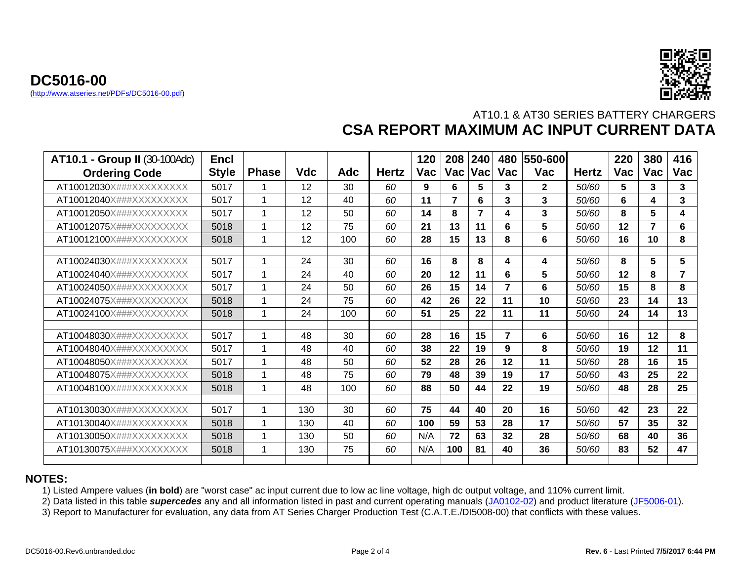**DC5016-00**
(http://www.atseries.net/PDFs/DC5016-00.pdf)

AT10.1 & AT30 SERIES BATTERY CHARGERS

# CSA REPORT MAXIMUM AC INPUT CURRENT DATA

| AT10.1 - Group II (30-100Adc) Ordering Code | Encl Style | Phase | Vdc | Adc | Hertz | 120 Vac | 208 Vac | 240 Vac | 480 Vac | 550-600 Vac | Hertz | 220 Vac | 380 Vac | 416 Vac |
|---|---|---|---|---|---|---|---|---|---|---|---|---|---|---|
| AT10012030X###XXXXXXXXX | 5017 | 1 | 12 | 30 | *60* | **9** | **6** | **5** | **3** | **2** | *50/60* | **5** | **3** | **3** |
| AT10012040X###XXXXXXXXX | 5017 | 1 | 12 | 40 | *60* | **11** | **7** | **6** | **3** | **3** | *50/60* | **6** | **4** | **3** |
| AT10012050X###XXXXXXXXX | 5017 | 1 | 12 | 50 | *60* | **14** | **8** | **7** | **4** | **3** | *50/60* | **8** | **5** | **4** |
| AT10012075X###XXXXXXXXX | 5018 | 1 | 12 | 75 | *60* | **21** | **13** | **11** | **6** | **5** | *50/60* | **12** | **7** | **6** |
| AT10012100X###XXXXXXXXX | 5018 | 1 | 12 | 100 | *60* | **28** | **15** | **13** | **8** | **6** | *50/60* | **16** | **10** | **8** |
| | | | | | | | | | | | | | | |
| AT10024030X###XXXXXXXXX | 5017 | 1 | 24 | 30 | *60* | **16** | **8** | **8** | **4** | **4** | *50/60* | **8** | **5** | **5** |
| AT10024040X###XXXXXXXXX | 5017 | 1 | 24 | 40 | *60* | **20** | **12** | **11** | **6** | **5** | *50/60* | **12** | **8** | **7** |
| AT10024050X###XXXXXXXXX | 5017 | 1 | 24 | 50 | *60* | **26** | **15** | **14** | **7** | **6** | *50/60* | **15** | **8** | **8** |
| AT10024075X###XXXXXXXXX | 5018 | 1 | 24 | 75 | *60* | **42** | **26** | **22** | **11** | **10** | *50/60* | **23** | **14** | **13** |
| AT10024100X###XXXXXXXXX | 5018 | 1 | 24 | 100 | *60* | **51** | **25** | **22** | **11** | **11** | *50/60* | **24** | **14** | **13** |
| | | | | | | | | | | | | | | |
| AT10048030X###XXXXXXXXX | 5017 | 1 | 48 | 30 | *60* | **28** | **16** | **15** | **7** | **6** | *50/60* | **16** | **12** | **8** |
| AT10048040X###XXXXXXXXX | 5017 | 1 | 48 | 40 | *60* | **38** | **22** | **19** | **9** | **8** | *50/60* | **19** | **12** | **11** |
| AT10048050X###XXXXXXXXX | 5017 | 1 | 48 | 50 | *60* | **52** | **28** | **26** | **12** | **11** | *50/60* | **28** | **16** | **15** |
| AT10048075X###XXXXXXXXX | 5018 | 1 | 48 | 75 | *60* | **79** | **48** | **39** | **19** | **17** | *50/60* | **43** | **25** | **22** |
| AT10048100X###XXXXXXXXX | 5018 | 1 | 48 | 100 | *60* | **88** | **50** | **44** | **22** | **19** | *50/60* | **48** | **28** | **25** |
| | | | | | | | | | | | | | | |
| AT10130030X###XXXXXXXXX | 5017 | 1 | 130 | 30 | *60* | **75** | **44** | **40** | **20** | **16** | *50/60* | **42** | **23** | **22** |
| AT10130040X###XXXXXXXXX | 5018 | 1 | 130 | 40 | *60* | **100** | **59** | **53** | **28** | **17** | *50/60* | **57** | **35** | **32** |
| AT10130050X###XXXXXXXXX | 5018 | 1 | 130 | 50 | *60* | N/A | **72** | **63** | **32** | **28** | *50/60* | **68** | **40** | **36** |
| AT10130075X###XXXXXXXXX | 5018 | 1 | 130 | 75 | *60* | N/A | **100** | **81** | **40** | **36** | *50/60* | **83** | **52** | **47** |

## NOTES:

1) Listed Ampere values (**in bold**) are "worst case" ac input current due to low ac line voltage, high dc output voltage, and 110% current limit.

2) Data listed in this table ***supercedes*** any and all information listed in past and current operating manuals (JA0102-02) and product literature (JF5006-01).

3) Report to Manufacturer for evaluation, any data from AT Series Charger Production Test (C.A.T.E./DI5008-00) that conflicts with these values.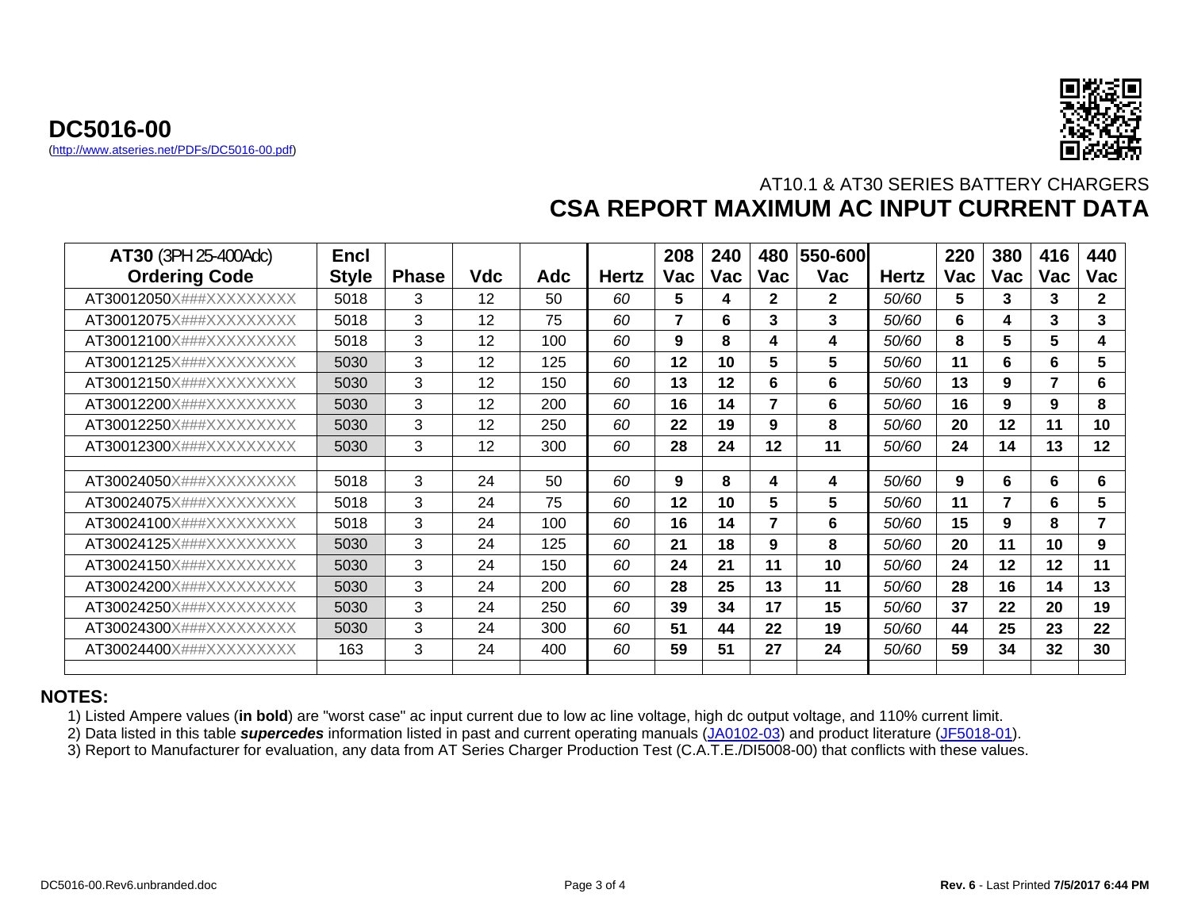**DC5016-00**
(http://www.atseries.net/PDFs/DC5016-00.pdf)

AT10.1 & AT30 SERIES BATTERY CHARGERS

# CSA REPORT MAXIMUM AC INPUT CURRENT DATA

| **AT30** (3PH 25-400Adc) **Ordering Code** | **Encl Style** | **Phase** | **Vdc** | **Adc** | **Hertz** | **208 Vac** | **240 Vac** | **480 Vac** | **550-600 Vac** | **Hertz** | **220 Vac** | **380 Vac** | **416 Vac** | **440 Vac** |
|---|---|---|---|---|---|---|---|---|---|---|---|---|---|---|
| AT30012050X###XXXXXXXXX | 5018 | 3 | 12 | 50 | *60* | **5** | **4** | **2** | **2** | *50/60* | **5** | **3** | **3** | **2** |
| AT30012075X###XXXXXXXXX | 5018 | 3 | 12 | 75 | *60* | **7** | **6** | **3** | **3** | *50/60* | **6** | **4** | **3** | **3** |
| AT30012100X###XXXXXXXXX | 5018 | 3 | 12 | 100 | *60* | **9** | **8** | **4** | **4** | *50/60* | **8** | **5** | **5** | **4** |
| AT30012125X###XXXXXXXXX | 5030 | 3 | 12 | 125 | *60* | **12** | **10** | **5** | **5** | *50/60* | **11** | **6** | **6** | **5** |
| AT30012150X###XXXXXXXXX | 5030 | 3 | 12 | 150 | *60* | **13** | **12** | **6** | **6** | *50/60* | **13** | **9** | **7** | **6** |
| AT30012200X###XXXXXXXXX | 5030 | 3 | 12 | 200 | *60* | **16** | **14** | **7** | **6** | *50/60* | **16** | **9** | **9** | **8** |
| AT30012250X###XXXXXXXXX | 5030 | 3 | 12 | 250 | *60* | **22** | **19** | **9** | **8** | *50/60* | **20** | **12** | **11** | **10** |
| AT30012300X###XXXXXXXXX | 5030 | 3 | 12 | 300 | *60* | **28** | **24** | **12** | **11** | *50/60* | **24** | **14** | **13** | **12** |
| | | | | | | | | | | | | | | |
| AT30024050X###XXXXXXXXX | 5018 | 3 | 24 | 50 | *60* | **9** | **8** | **4** | **4** | *50/60* | **9** | **6** | **6** | **6** |
| AT30024075X###XXXXXXXXX | 5018 | 3 | 24 | 75 | *60* | **12** | **10** | **5** | **5** | *50/60* | **11** | **7** | **6** | **5** |
| AT30024100X###XXXXXXXXX | 5018 | 3 | 24 | 100 | *60* | **16** | **14** | **7** | **6** | *50/60* | **15** | **9** | **8** | **7** |
| AT30024125X###XXXXXXXXX | 5030 | 3 | 24 | 125 | *60* | **21** | **18** | **9** | **8** | *50/60* | **20** | **11** | **10** | **9** |
| AT30024150X###XXXXXXXXX | 5030 | 3 | 24 | 150 | *60* | **24** | **21** | **11** | **10** | *50/60* | **24** | **12** | **12** | **11** |
| AT30024200X###XXXXXXXXX | 5030 | 3 | 24 | 200 | *60* | **28** | **25** | **13** | **11** | *50/60* | **28** | **16** | **14** | **13** |
| AT30024250X###XXXXXXXXX | 5030 | 3 | 24 | 250 | *60* | **39** | **34** | **17** | **15** | *50/60* | **37** | **22** | **20** | **19** |
| AT30024300X###XXXXXXXXX | 5030 | 3 | 24 | 300 | *60* | **51** | **44** | **22** | **19** | *50/60* | **44** | **25** | **23** | **22** |
| AT30024400X###XXXXXXXXX | 163 | 3 | 24 | 400 | *60* | **59** | **51** | **27** | **24** | *50/60* | **59** | **34** | **32** | **30** |
| | | | | | | | | | | | | | | |

**NOTES:**

1) Listed Ampere values (**in bold**) are "worst case" ac input current due to low ac line voltage, high dc output voltage, and 110% current limit.
2) Data listed in this table ***supercedes*** information listed in past and current operating manuals (JA0102-03) and product literature (JF5018-01).
3) Report to Manufacturer for evaluation, any data from AT Series Charger Production Test (C.A.T.E./DI5008-00) that conflicts with these values.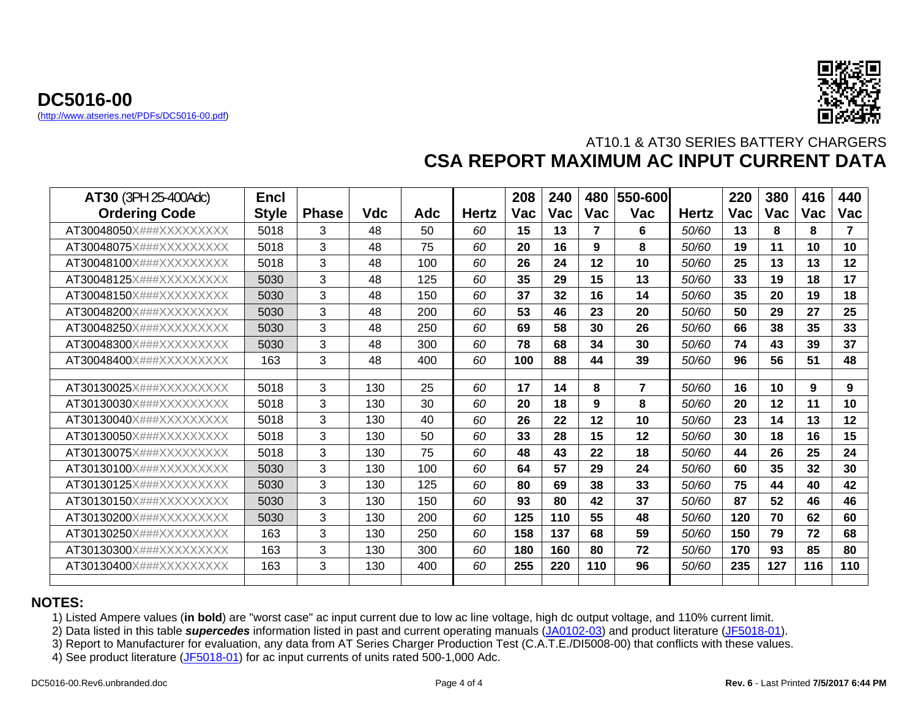**DC5016-00**
(http://www.atseries.net/PDFs/DC5016-00.pdf)

AT10.1 & AT30 SERIES BATTERY CHARGERS

# CSA REPORT MAXIMUM AC INPUT CURRENT DATA

| AT30 (3PH 25-400Adc) Ordering Code | Encl Style | Phase | Vdc | Adc | Hertz | 208 Vac | 240 Vac | 480 Vac | 550-600 Vac | Hertz | 220 Vac | 380 Vac | 416 Vac | 440 Vac |
|---|---|---|---|---|---|---|---|---|---|---|---|---|---|---|
| AT30048050X###XXXXXXXXX | 5018 | 3 | 48 | 50 | *60* | **15** | **13** | **7** | **6** | *50/60* | **13** | **8** | **8** | **7** |
| AT30048075X###XXXXXXXXX | 5018 | 3 | 48 | 75 | *60* | **20** | **16** | **9** | **8** | *50/60* | **19** | **11** | **10** | **10** |
| AT30048100X###XXXXXXXXX | 5018 | 3 | 48 | 100 | *60* | **26** | **24** | **12** | **10** | *50/60* | **25** | **13** | **13** | **12** |
| AT30048125X###XXXXXXXXX | 5030 | 3 | 48 | 125 | *60* | **35** | **29** | **15** | **13** | *50/60* | **33** | **19** | **18** | **17** |
| AT30048150X###XXXXXXXXX | 5030 | 3 | 48 | 150 | *60* | **37** | **32** | **16** | **14** | *50/60* | **35** | **20** | **19** | **18** |
| AT30048200X###XXXXXXXXX | 5030 | 3 | 48 | 200 | *60* | **53** | **46** | **23** | **20** | *50/60* | **50** | **29** | **27** | **25** |
| AT30048250X###XXXXXXXXX | 5030 | 3 | 48 | 250 | *60* | **69** | **58** | **30** | **26** | *50/60* | **66** | **38** | **35** | **33** |
| AT30048300X###XXXXXXXXX | 5030 | 3 | 48 | 300 | *60* | **78** | **68** | **34** | **30** | *50/60* | **74** | **43** | **39** | **37** |
| AT30048400X###XXXXXXXXX | 163 | 3 | 48 | 400 | *60* | **100** | **88** | **44** | **39** | *50/60* | **96** | **56** | **51** | **48** |
| | | | | | | | | | | | | | | |
| AT30130025X###XXXXXXXXX | 5018 | 3 | 130 | 25 | *60* | **17** | **14** | **8** | **7** | *50/60* | **16** | **10** | **9** | **9** |
| AT30130030X###XXXXXXXXX | 5018 | 3 | 130 | 30 | *60* | **20** | **18** | **9** | **8** | *50/60* | **20** | **12** | **11** | **10** |
| AT30130040X###XXXXXXXXX | 5018 | 3 | 130 | 40 | *60* | **26** | **22** | **12** | **10** | *50/60* | **23** | **14** | **13** | **12** |
| AT30130050X###XXXXXXXXX | 5018 | 3 | 130 | 50 | *60* | **33** | **28** | **15** | **12** | *50/60* | **30** | **18** | **16** | **15** |
| AT30130075X###XXXXXXXXX | 5018 | 3 | 130 | 75 | *60* | **48** | **43** | **22** | **18** | *50/60* | **44** | **26** | **25** | **24** |
| AT30130100X###XXXXXXXXX | 5030 | 3 | 130 | 100 | *60* | **64** | **57** | **29** | **24** | *50/60* | **60** | **35** | **32** | **30** |
| AT30130125X###XXXXXXXXX | 5030 | 3 | 130 | 125 | *60* | **80** | **69** | **38** | **33** | *50/60* | **75** | **44** | **40** | **42** |
| AT30130150X###XXXXXXXXX | 5030 | 3 | 130 | 150 | *60* | **93** | **80** | **42** | **37** | *50/60* | **87** | **52** | **46** | **46** |
| AT30130200X###XXXXXXXXX | 5030 | 3 | 130 | 200 | *60* | **125** | **110** | **55** | **48** | *50/60* | **120** | **70** | **62** | **60** |
| AT30130250X###XXXXXXXXX | 163 | 3 | 130 | 250 | *60* | **158** | **137** | **68** | **59** | *50/60* | **150** | **79** | **72** | **68** |
| AT30130300X###XXXXXXXXX | 163 | 3 | 130 | 300 | *60* | **180** | **160** | **80** | **72** | *50/60* | **170** | **93** | **85** | **80** |
| AT30130400X###XXXXXXXXX | 163 | 3 | 130 | 400 | *60* | **255** | **220** | **110** | **96** | *50/60* | **235** | **127** | **116** | **110** |
| | | | | | | | | | | | | | | |

**NOTES:**

1) Listed Ampere values (**in bold**) are "worst case" ac input current due to low ac line voltage, high dc output voltage, and 110% current limit.
2) Data listed in this table ***supercedes*** information listed in past and current operating manuals (JA0102-03) and product literature (JF5018-01).
3) Report to Manufacturer for evaluation, any data from AT Series Charger Production Test (C.A.T.E./DI5008-00) that conflicts with these values.
4) See product literature (JF5018-01) for ac input currents of units rated 500-1,000 Adc.

DC5016-00.Rev6.unbranded.doc

**Rev. 6** - Last Printed **7/5/2017 6:44 PM**